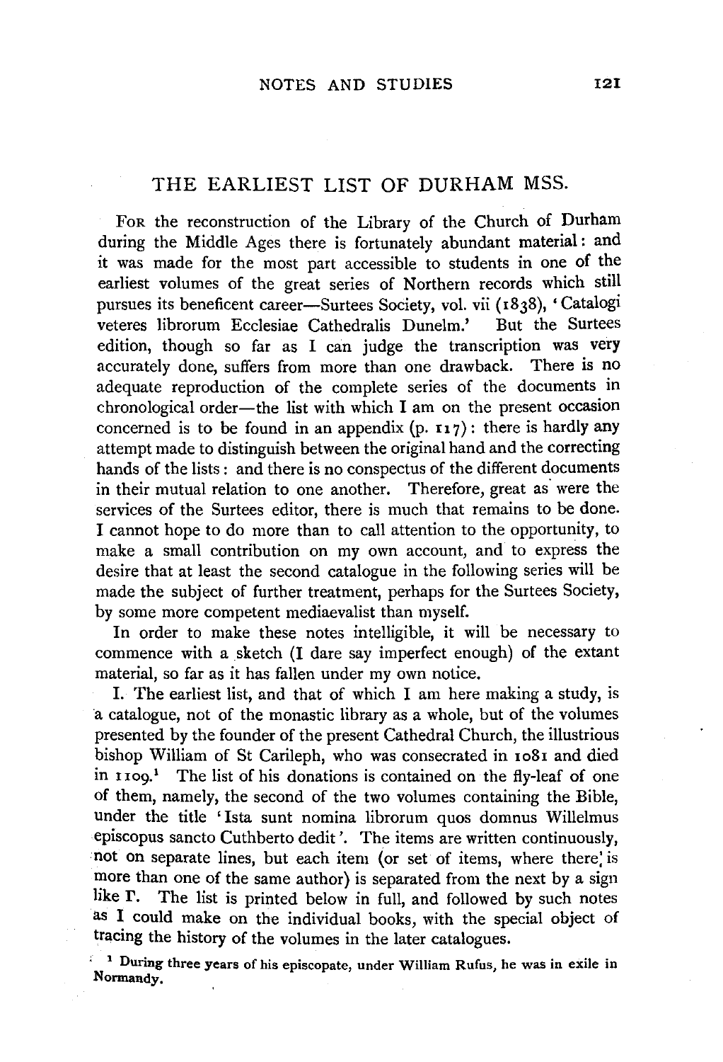# THE EARLIEST LIST OF DURHAM MSS.

For the reconstruction of the Library of the Church of Durham during the Middle Ages there is fortunately abundant material: and it was made for the most part accessible to students in one of the earliest volumes of the great series of Northern records which still pursues its beneficent career—Surtees Society, vol. vii (1838), 'Catalogi veteres librorum Ecclesiae Cathedralis Dunelm.' But the Surtees edition, though so far as I can judge the transcription was very accurately done, suffers from more than one drawback. There is no adequate reproduction of the complete series of the documents in chronological order—the list with which I am on the present occasion concerned is to be found in an appendix (p. 117): there is hardly any attempt made to distinguish between the original hand and the correcting hands of the lists: and there is no conspectus of the different documents in their mutual relation to one another. Therefore, great as were the services of the Surtees editor, there is much that remains to be done. I cannot hope to do more than to call attention to the opportunity, to make a small contribution on my own account, and to express the desire that at least the second catalogue in the following series will be made the subject of further treatment, perhaps for the Surtees Society, by some more competent mediaevalist than myself.

In order to make these notes intelligible, it will be necessary to commence with a sketch (I dare say imperfect enough) of the extant material, so far as it has fallen under my own notice.

I. The earliest list, and that of which I am here making a study, is a catalogue, not of the monastic library as a whole, but of the volumes presented by the founder of the present Cathedral Church, the illustrious bishop William of St Carileph, who was consecrated in 1081 and died in 1109.[1] The list of his donations is contained on the fly-leaf of one of them, namely, the second of the two volumes containing the Bible, under the title 'Ista sunt nomina librorum quos domnus Willelmus episcopus sancto Cuthberto dedit'. The items are written continuously, not on separate lines, but each item (or set of items, where there is more than one of the same author) is separated from the next by a sign like Γ. The list is printed below in full, and followed by such notes as I could make on the individual books, with the special object of tracing the history of the volumes in the later catalogues.

[1] During three years of his episcopate, under William Rufus, he was in exile in Normandy.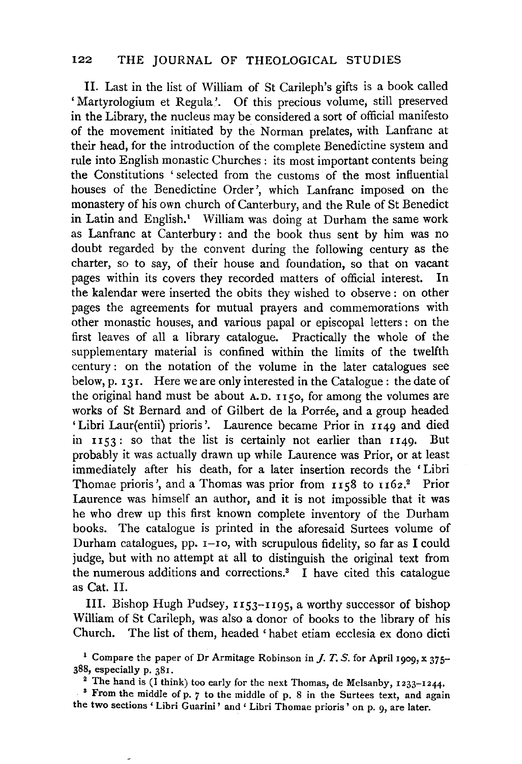II. Last in the list of William of St Carileph's gifts is a book called 'Martyrologium et Regula'. Of this precious volume, still preserved in the Library, the nucleus may be considered a sort of official manifesto of the movement initiated by the Norman prelates, with Lanfranc at their head, for the introduction of the complete Benedictine system and rule into English monastic Churches: its most important contents being the Constitutions 'selected from the customs of the most influential houses of the Benedictine Order', which Lanfranc imposed on the monastery of his own church of Canterbury, and the Rule of St Benedict in Latin and English.[1] William was doing at Durham the same work as Lanfranc at Canterbury: and the book thus sent by him was no doubt regarded by the convent during the following century as the charter, so to say, of their house and foundation, so that on vacant pages within its covers they recorded matters of official interest. In the kalendar were inserted the obits they wished to observe: on other pages the agreements for mutual prayers and commemorations with other monastic houses, and various papal or episcopal letters: on the first leaves of all a library catalogue. Practically the whole of the supplementary material is confined within the limits of the twelfth century: on the notation of the volume in the later catalogues see below, p. 131. Here we are only interested in the Catalogue: the date of the original hand must be about A.D. 1150, for among the volumes are works of St Bernard and of Gilbert de la Porrée, and a group headed 'Libri Laur(entii) prioris'. Laurence became Prior in 1149 and died in 1153: so that the list is certainly not earlier than 1149. But probably it was actually drawn up while Laurence was Prior, or at least immediately after his death, for a later insertion records the 'Libri Thomae prioris', and a Thomas was prior from 1158 to 1162.[2] Prior Laurence was himself an author, and it is not impossible that it was he who drew up this first known complete inventory of the Durham books. The catalogue is printed in the aforesaid Surtees volume of Durham catalogues, pp. 1–10, with scrupulous fidelity, so far as I could judge, but with no attempt at all to distinguish the original text from the numerous additions and corrections.[3] I have cited this catalogue as Cat. II.

III. Bishop Hugh Pudsey, 1153–1195, a worthy successor of bishop William of St Carileph, was also a donor of books to the library of his Church. The list of them, headed 'habet etiam ecclesia ex dono dicti

[1] Compare the paper of Dr Armitage Robinson in *J. T. S.* for April 1909, x 375–388, especially p. 381.

[2] The hand is (I think) too early for the next Thomas, de Melsanby, 1233–1244.

[3] From the middle of p. 7 to the middle of p. 8 in the Surtees text, and again the two sections 'Libri Guarini' and 'Libri Thomae prioris' on p. 9, are later.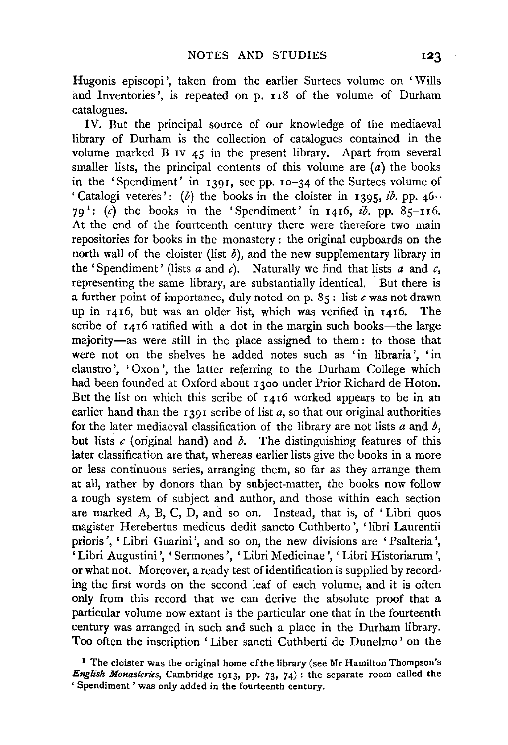Hugonis episcopi', taken from the earlier Surtees volume on 'Wills and Inventories', is repeated on p. 118 of the volume of Durham catalogues.

IV. But the principal source of our knowledge of the mediaeval library of Durham is the collection of catalogues contained in the volume marked B IV 45 in the present library. Apart from several smaller lists, the principal contents of this volume are (*a*) the books in the 'Spendiment' in 1391, see pp. 10–34 of the Surtees volume of 'Catalogi veteres': (*b*) the books in the cloister in 1395, *ib.* pp. 46–79[1]: (*c*) the books in the 'Spendiment' in 1416, *ib.* pp. 85–116. At the end of the fourteenth century there were therefore two main repositories for books in the monastery: the original cupboards on the north wall of the cloister (list *b*), and the new supplementary library in the 'Spendiment' (lists *a* and *c*). Naturally we find that lists *a* and *c*, representing the same library, are substantially identical. But there is a further point of importance, duly noted on p. 85: list *c* was not drawn up in 1416, but was an older list, which was verified in 1416. The scribe of 1416 ratified with a dot in the margin such books—the large majority—as were still in the place assigned to them: to those that were not on the shelves he added notes such as 'in libraria', 'in claustro', 'Oxon', the latter referring to the Durham College which had been founded at Oxford about 1300 under Prior Richard de Hoton. But the list on which this scribe of 1416 worked appears to be in an earlier hand than the 1391 scribe of list *a*, so that our original authorities for the later mediaeval classification of the library are not lists *a* and *b*, but lists *c* (original hand) and *b*. The distinguishing features of this later classification are that, whereas earlier lists give the books in a more or less continuous series, arranging them, so far as they arrange them at all, rather by donors than by subject-matter, the books now follow a rough system of subject and author, and those within each section are marked A, B, C, D, and so on. Instead, that is, of 'Libri quos magister Herebertus medicus dedit sancto Cuthberto', 'libri Laurentii prioris', 'Libri Guarini', and so on, the new divisions are 'Psalteria', 'Libri Augustini', 'Sermones', 'Libri Medicinae', 'Libri Historiarum', or what not. Moreover, a ready test of identification is supplied by recording the first words on the second leaf of each volume, and it is often only from this record that we can derive the absolute proof that a particular volume now extant is the particular one that in the fourteenth century was arranged in such and such a place in the Durham library. Too often the inscription 'Liber sancti Cuthberti de Dunelmo' on the

[1] The cloister was the original home of the library (see Mr Hamilton Thompson's *English Monasteries*, Cambridge 1913, pp. 73, 74): the separate room called the 'Spendiment' was only added in the fourteenth century.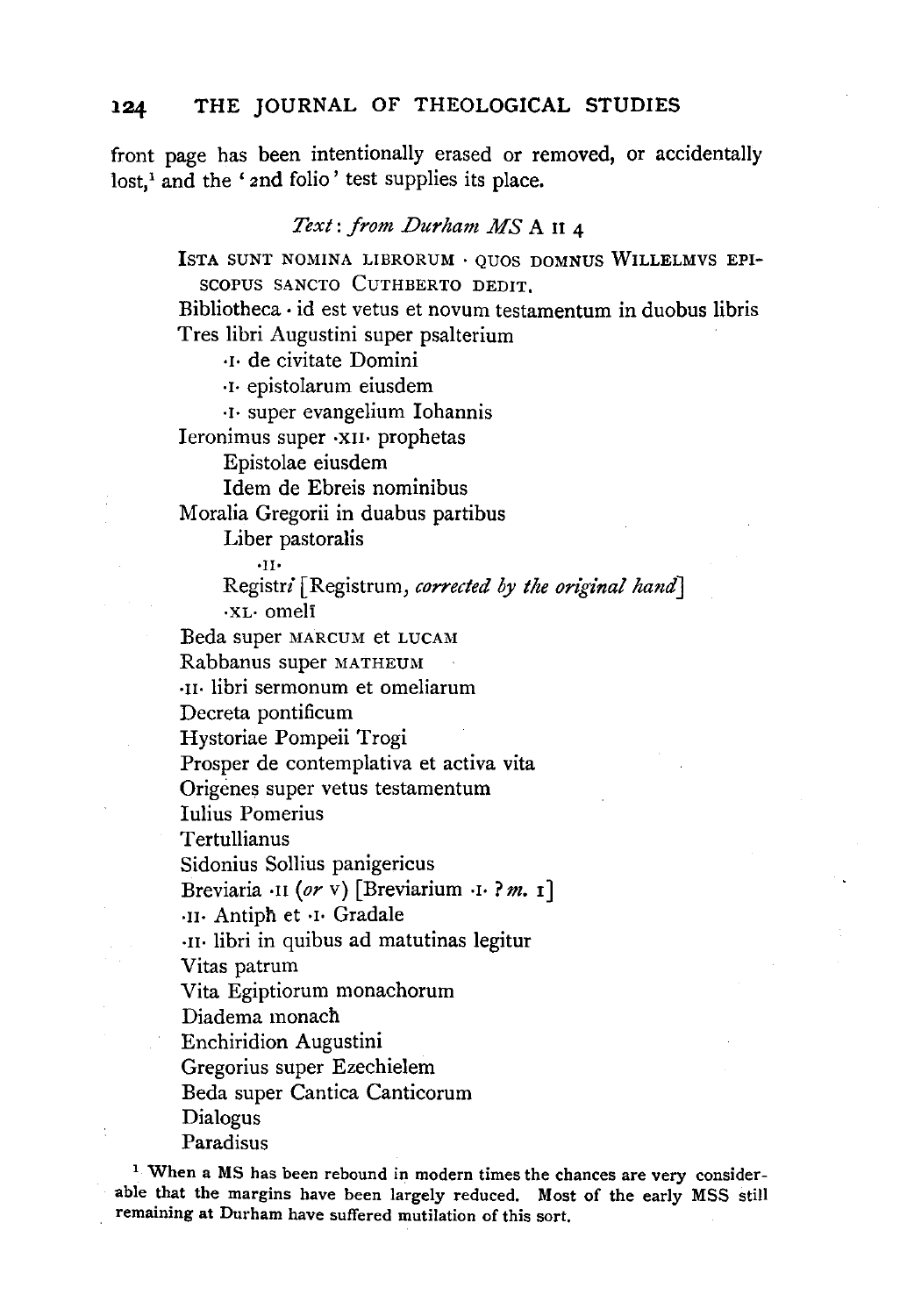front page has been intentionally erased or removed, or accidentally lost,[1] and the '2nd folio' test supplies its place.

*Text: from Durham MS* A II 4

ISTA SUNT NOMINA LIBRORUM · QUOS DOMNUS WILLELMVS EPISCOPUS SANCTO CUTHBERTO DEDIT.

Bibliotheca · id est vetus et novum testamentum in duobus libris
Tres libri Augustini super psalterium
  ·I· de civitate Domini
  ·I· epistolarum eiusdem
  ·I· super evangelium Iohannis
Ieronimus super ·XII· prophetas
  Epistolae eiusdem
  Idem de Ebreis nominibus
Moralia Gregorii in duabus partibus
  Liber pastoralis
  ·II·
  Registri [Registrum, *corrected by the original hand*]
  ·XL· omelī
Beda super MARCUM et LUCAM
Rabbanus super MATHEUM
·II· libri sermonum et omeliarum
Decreta pontificum
Hystoriae Pompeii Trogi
Prosper de contemplativa et activa vita
Origenes super vetus testamentum
Iulius Pomerius
Tertullianus
Sidonius Sollius panigericus
Breviaria ·II (*or* V) [Breviarium ·I· ? *m.* I]
·II· Antiph̄ et ·I· Gradale
·II· libri in quibus ad matutinas legitur
Vitas patrum
Vita Egiptiorum monachorum
Diadema monach̄
Enchiridion Augustini
Gregorius super Ezechielem
Beda super Cantica Canticorum
Dialogus
Paradisus

[1] When a MS has been rebound in modern times the chances are very considerable that the margins have been largely reduced. Most of the early MSS still remaining at Durham have suffered mutilation of this sort.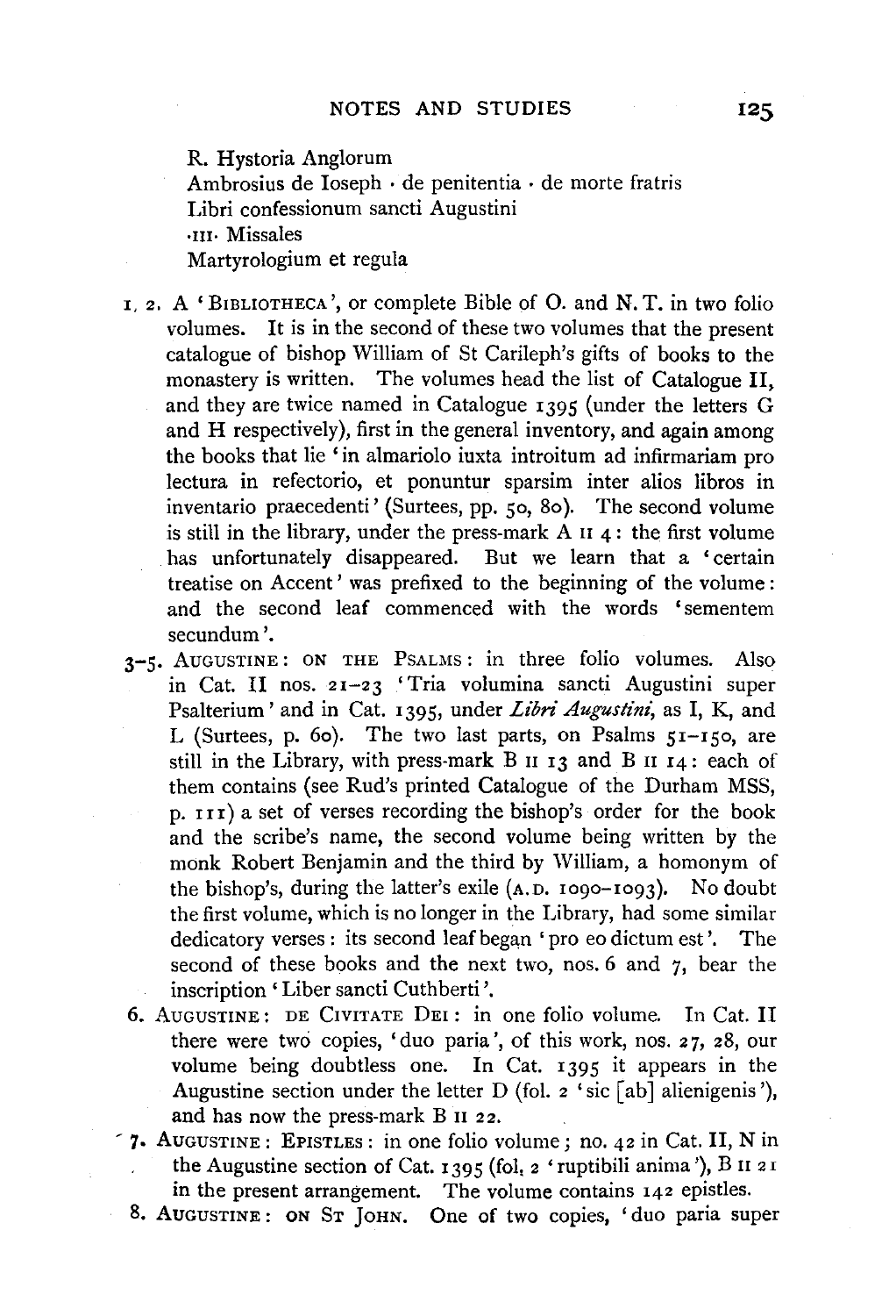R. Hystoria Anglorum
Ambrosius de Ioseph · de penitentia · de morte fratris
Libri confessionum sancti Augustini
·III· Missales
Martyrologium et regula

1, 2. A 'BIBLIOTHECA', or complete Bible of O. and N.T. in two folio volumes. It is in the second of these two volumes that the present catalogue of bishop William of St Carileph's gifts of books to the monastery is written. The volumes head the list of Catalogue II, and they are twice named in Catalogue 1395 (under the letters G and H respectively), first in the general inventory, and again among the books that lie 'in almariolo iuxta introitum ad infirmariam pro lectura in refectorio, et ponuntur sparsim inter alios libros in inventario praecedenti' (Surtees, pp. 50, 80). The second volume is still in the library, under the press-mark A II 4: the first volume has unfortunately disappeared. But we learn that a 'certain treatise on Accent' was prefixed to the beginning of the volume: and the second leaf commenced with the words 'sementem secundum'.

3–5. AUGUSTINE: ON THE PSALMS: in three folio volumes. Also in Cat. II nos. 21–23 'Tria volumina sancti Augustini super Psalterium' and in Cat. 1395, under *Libri Augustini*, as I, K, and L (Surtees, p. 60). The two last parts, on Psalms 51–150, are still in the Library, with press-mark B II 13 and B II 14: each of them contains (see Rud's printed Catalogue of the Durham MSS, p. 111) a set of verses recording the bishop's order for the book and the scribe's name, the second volume being written by the monk Robert Benjamin and the third by William, a homonym of the bishop's, during the latter's exile (A.D. 1090–1093). No doubt the first volume, which is no longer in the Library, had some similar dedicatory verses: its second leaf began 'pro eo dictum est'. The second of these books and the next two, nos. 6 and 7, bear the inscription 'Liber sancti Cuthberti'.

6. AUGUSTINE: DE CIVITATE DEI: in one folio volume. In Cat. II there were two copies, 'duo paria', of this work, nos. 27, 28, our volume being doubtless one. In Cat. 1395 it appears in the Augustine section under the letter D (fol. 2 'sic [ab] alienigenis'), and has now the press-mark B II 22.

7. AUGUSTINE: EPISTLES: in one folio volume; no. 42 in Cat. II, N in the Augustine section of Cat. 1395 (fol. 2 'ruptibili anima'), B II 21 in the present arrangement. The volume contains 142 epistles.

8. AUGUSTINE: ON ST JOHN. One of two copies, 'duo paria super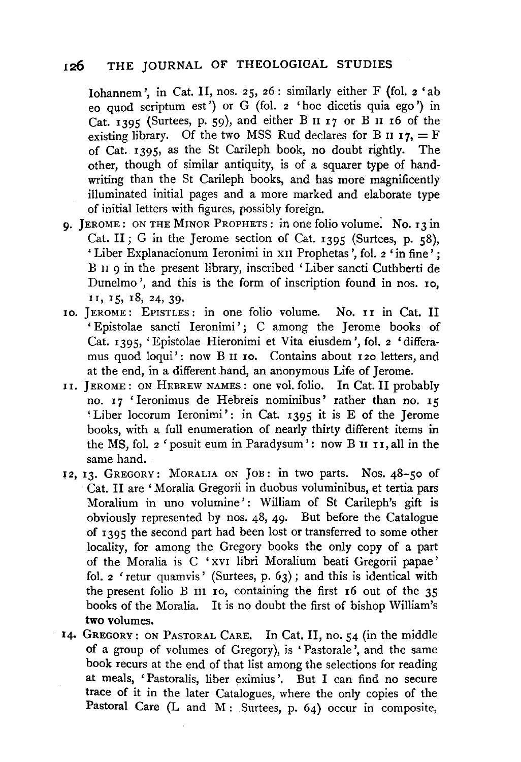Iohannem', in Cat. II, nos. 25, 26: similarly either F (fol. 2 'ab eo quod scriptum est') or G (fol. 2 'hoc dicetis quia ego') in Cat. 1395 (Surtees, p. 59), and either B II 17 or B II 16 of the existing library. Of the two MSS Rud declares for B II 17, = F of Cat. 1395, as the St Carileph book, no doubt rightly. The other, though of similar antiquity, is of a squarer type of handwriting than the St Carileph books, and has more magnificently illuminated initial pages and a more marked and elaborate type of initial letters with figures, possibly foreign.

9. JEROME: ON THE MINOR PROPHETS: in one folio volume. No. 13 in Cat. II; G in the Jerome section of Cat. 1395 (Surtees, p. 58), 'Liber Explanacionum Ieronimi in XII Prophetas', fol. 2 'in fine'; B II 9 in the present library, inscribed 'Liber sancti Cuthberti de Dunelmo', and this is the form of inscription found in nos. 10, 11, 15, 18, 24, 39.

10. JEROME: EPISTLES: in one folio volume. No. 11 in Cat. II 'Epistolae sancti Ieronimi'; C among the Jerome books of Cat. 1395, 'Epistolae Hieronimi et Vita eiusdem', fol. 2 'differamus quod loqui': now B II 10. Contains about 120 letters, and at the end, in a different hand, an anonymous Life of Jerome.

11. JEROME: ON HEBREW NAMES: one vol. folio. In Cat. II probably no. 17 'Ieronimus de Hebreis nominibus' rather than no. 15 'Liber locorum Ieronimi': in Cat. 1395 it is E of the Jerome books, with a full enumeration of nearly thirty different items in the MS, fol. 2 'posuit eum in Paradysum': now B II 11, all in the same hand.

12, 13. GREGORY: MORALIA ON JOB: in two parts. Nos. 48–50 of Cat. II are 'Moralia Gregorii in duobus voluminibus, et tertia pars Moralium in uno volumine': William of St Carileph's gift is obviously represented by nos. 48, 49. But before the Catalogue of 1395 the second part had been lost or transferred to some other locality, for among the Gregory books the only copy of a part of the Moralia is C 'XVI libri Moralium beati Gregorii papae' fol. 2 'retur quamvis' (Surtees, p. 63); and this is identical with the present folio B III 10, containing the first 16 out of the 35 books of the Moralia. It is no doubt the first of bishop William's two volumes.

14. GREGORY: ON PASTORAL CARE. In Cat. II, no. 54 (in the middle of a group of volumes of Gregory), is 'Pastorale', and the same book recurs at the end of that list among the selections for reading at meals, 'Pastoralis, liber eximius'. But I can find no secure trace of it in the later Catalogues, where the only copies of the Pastoral Care (L and M: Surtees, p. 64) occur in composite,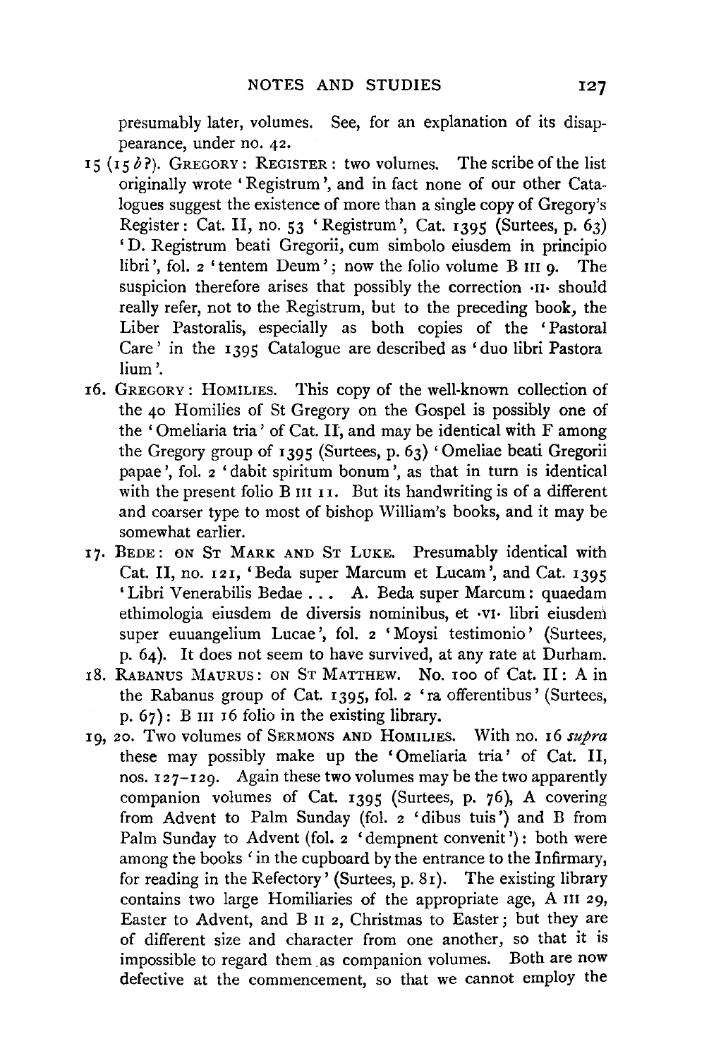presumably later, volumes. See, for an explanation of its disappearance, under no. 42.

15 (15 *b*?). Gregory: Register: two volumes. The scribe of the list originally wrote 'Registrum', and in fact none of our other Catalogues suggest the existence of more than a single copy of Gregory's Register: Cat. II, no. 53 'Registrum', Cat. 1395 (Surtees, p. 63) 'D. Registrum beati Gregorii, cum simbolo eiusdem in principio libri', fol. 2 'tentem Deum'; now the folio volume B III 9. The suspicion therefore arises that possibly the correction ·II· should really refer, not to the Registrum, but to the preceding book, the Liber Pastoralis, especially as both copies of the 'Pastoral Care' in the 1395 Catalogue are described as 'duo libri Pastoralium'.

16. Gregory: Homilies. This copy of the well-known collection of the 40 Homilies of St Gregory on the Gospel is possibly one of the 'Omeliaria tria' of Cat. II, and may be identical with F among the Gregory group of 1395 (Surtees, p. 63) 'Omeliae beati Gregorii papae', fol. 2 'dabit spiritum bonum', as that in turn is identical with the present folio B III 11. But its handwriting is of a different and coarser type to most of bishop William's books, and it may be somewhat earlier.

17. Bede: on St Mark and St Luke. Presumably identical with Cat. II, no. 121, 'Beda super Marcum et Lucam', and Cat. 1395 'Libri Venerabilis Bedae . . . A. Beda super Marcum: quaedam ethimologia eiusdem de diversis nominibus, et ·VI· libri eiusdem super euuangelium Lucae', fol. 2 'Moysi testimonio' (Surtees, p. 64). It does not seem to have survived, at any rate at Durham.

18. Rabanus Maurus: on St Matthew. No. 100 of Cat. II: A in the Rabanus group of Cat. 1395, fol. 2 'ra offerentibus' (Surtees, p. 67): B III 16 folio in the existing library.

19, 20. Two volumes of Sermons and Homilies. With no. 16 *supra* these may possibly make up the 'Omeliaria tria' of Cat. II, nos. 127–129. Again these two volumes may be the two apparently companion volumes of Cat. 1395 (Surtees, p. 76), A covering from Advent to Palm Sunday (fol. 2 'dibus tuis') and B from Palm Sunday to Advent (fol. 2 'dempnent convenit'): both were among the books 'in the cupboard by the entrance to the Infirmary, for reading in the Refectory' (Surtees, p. 81). The existing library contains two large Homiliaries of the appropriate age, A III 29, Easter to Advent, and B II 2, Christmas to Easter; but they are of different size and character from one another, so that it is impossible to regard them as companion volumes. Both are now defective at the commencement, so that we cannot employ the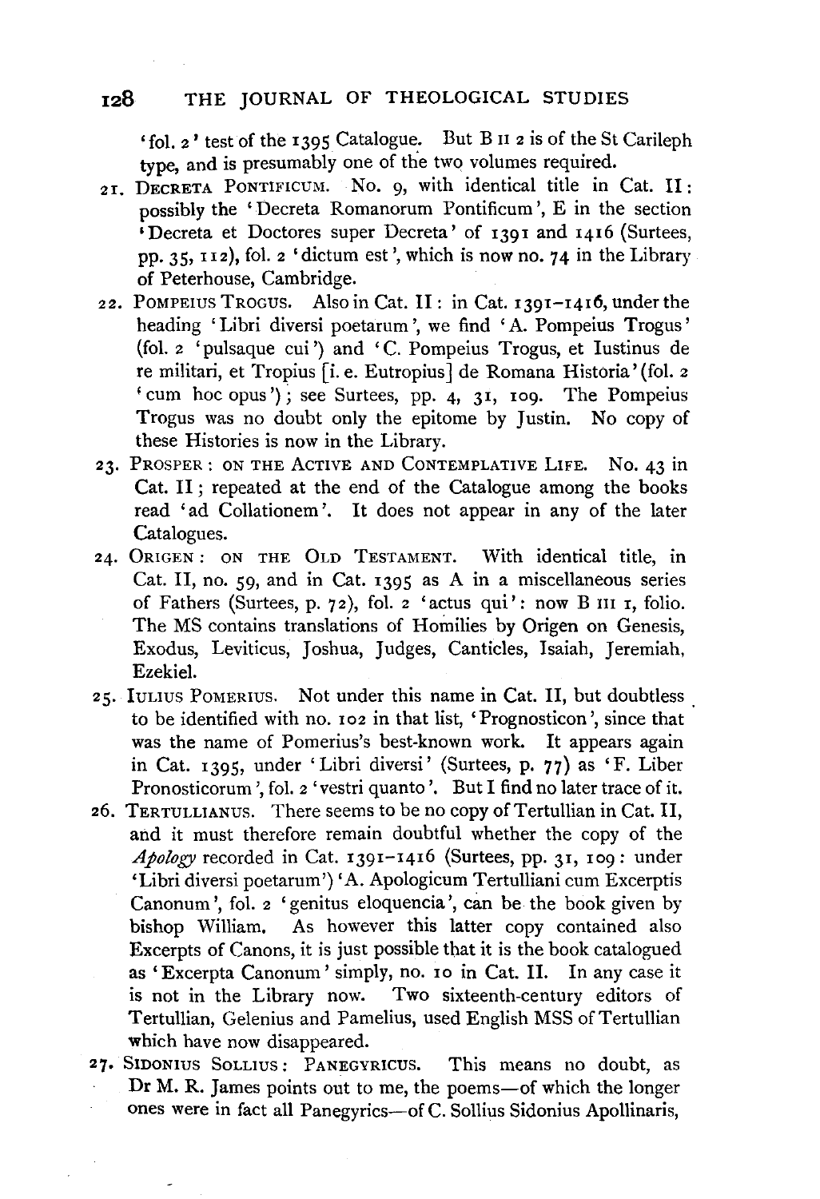'fol. 2' test of the 1395 Catalogue. But B II 2 is of the St Carileph type, and is presumably one of the two volumes required.

21. DECRETA PONTIFICUM. No. 9, with identical title in Cat. II: possibly the 'Decreta Romanorum Pontificum', E in the section 'Decreta et Doctores super Decreta' of 1391 and 1416 (Surtees, pp. 35, 112), fol. 2 'dictum est', which is now no. 74 in the Library of Peterhouse, Cambridge.

22. POMPEIUS TROGUS. Also in Cat. II: in Cat. 1391–1416, under the heading 'Libri diversi poetarum', we find 'A. Pompeius Trogus' (fol. 2 'pulsaque cui') and 'C. Pompeius Trogus, et Iustinus de re militari, et Tropius [i. e. Eutropius] de Romana Historia' (fol. 2 'cum hoc opus'); see Surtees, pp. 4, 31, 109. The Pompeius Trogus was no doubt only the epitome by Justin. No copy of these Histories is now in the Library.

23. PROSPER: ON THE ACTIVE AND CONTEMPLATIVE LIFE. No. 43 in Cat. II; repeated at the end of the Catalogue among the books read 'ad Collationem'. It does not appear in any of the later Catalogues.

24. ORIGEN: ON THE OLD TESTAMENT. With identical title, in Cat. II, no. 59, and in Cat. 1395 as A in a miscellaneous series of Fathers (Surtees, p. 72), fol. 2 'actus qui': now B III 1, folio. The MS contains translations of Homilies by Origen on Genesis, Exodus, Leviticus, Joshua, Judges, Canticles, Isaiah, Jeremiah, Ezekiel.

25. IULIUS POMERIUS. Not under this name in Cat. II, but doubtless to be identified with no. 102 in that list, 'Prognosticon', since that was the name of Pomerius's best-known work. It appears again in Cat. 1395, under 'Libri diversi' (Surtees, p. 77) as 'F. Liber Pronosticorum', fol. 2 'vestri quanto'. But I find no later trace of it.

26. TERTULLIANUS. There seems to be no copy of Tertullian in Cat. II, and it must therefore remain doubtful whether the copy of the *Apology* recorded in Cat. 1391–1416 (Surtees, pp. 31, 109: under 'Libri diversi poetarum') 'A. Apologicum Tertulliani cum Excerptis Canonum', fol. 2 'genitus eloquencia', can be the book given by bishop William. As however this latter copy contained also Excerpts of Canons, it is just possible that it is the book catalogued as 'Excerpta Canonum' simply, no. 10 in Cat. II. In any case it is not in the Library now. Two sixteenth-century editors of Tertullian, Gelenius and Pamelius, used English MSS of Tertullian which have now disappeared.

27. SIDONIUS SOLLIUS: PANEGYRICUS. This means no doubt, as Dr M. R. James points out to me, the poems—of which the longer ones were in fact all Panegyrics—of C. Sollius Sidonius Apollinaris,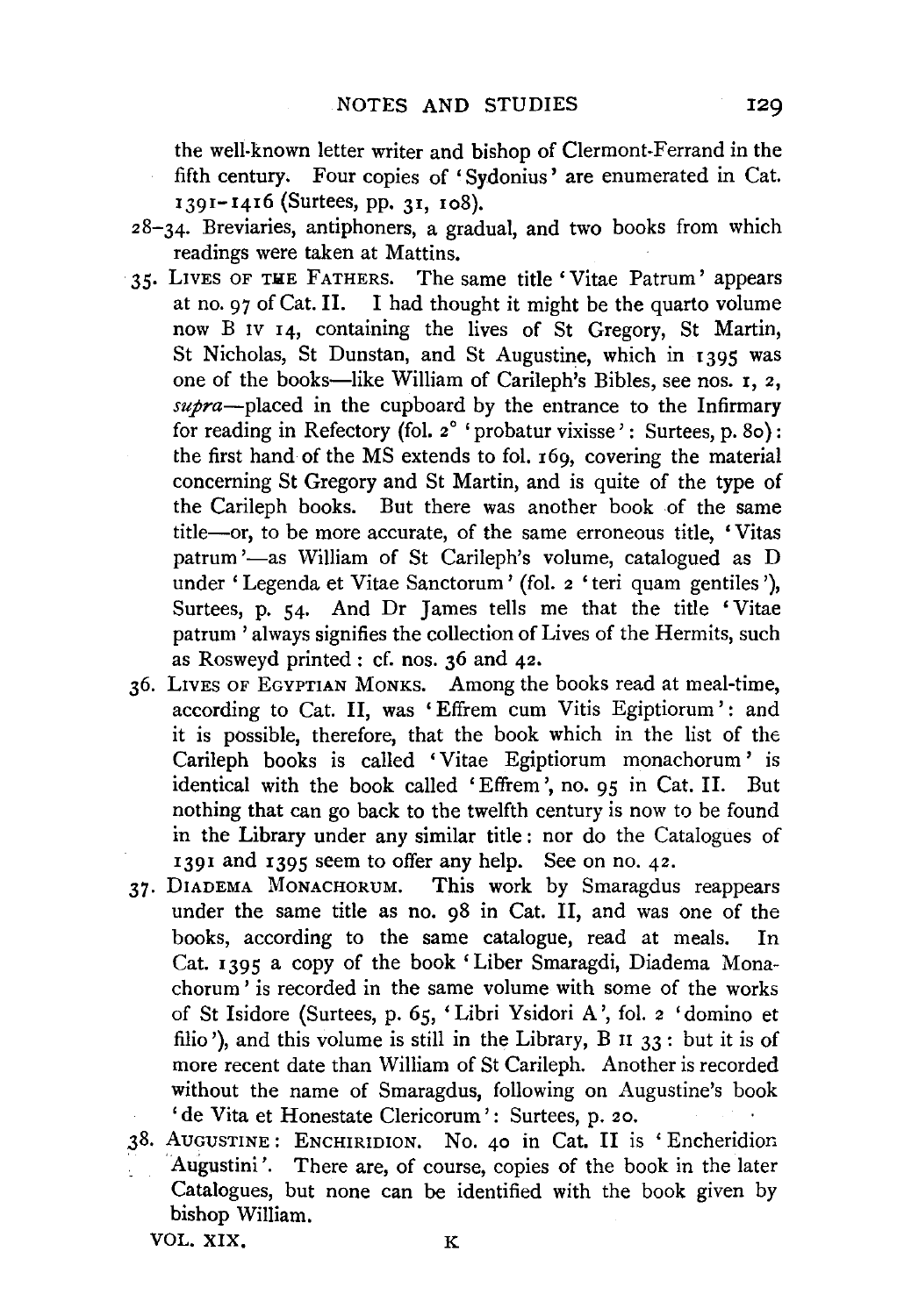the well-known letter writer and bishop of Clermont-Ferrand in the fifth century. Four copies of 'Sydonius' are enumerated in Cat. 1391–1416 (Surtees, pp. 31, 108).

28–34. Breviaries, antiphoners, a gradual, and two books from which readings were taken at Mattins.

35. Lives of the Fathers. The same title 'Vitae Patrum' appears at no. 97 of Cat. II. I had thought it might be the quarto volume now B IV 14, containing the lives of St Gregory, St Martin, St Nicholas, St Dunstan, and St Augustine, which in 1395 was one of the books—like William of Carileph's Bibles, see nos. 1, 2, *supra*—placed in the cupboard by the entrance to the Infirmary for reading in Refectory (fol. 2° 'probatur vixisse': Surtees, p. 80): the first hand of the MS extends to fol. 169, covering the material concerning St Gregory and St Martin, and is quite of the type of the Carileph books. But there was another book of the same title—or, to be more accurate, of the same erroneous title, 'Vitas patrum'—as William of St Carileph's volume, catalogued as D under 'Legenda et Vitae Sanctorum' (fol. 2 'teri quam gentiles'), Surtees, p. 54. And Dr James tells me that the title 'Vitae patrum' always signifies the collection of Lives of the Hermits, such as Rosweyd printed: cf. nos. 36 and 42.

36. Lives of Egyptian Monks. Among the books read at meal-time, according to Cat. II, was 'Effrem cum Vitis Egiptiorum': and it is possible, therefore, that the book which in the list of the Carileph books is called 'Vitae Egiptiorum monachorum' is identical with the book called 'Effrem', no. 95 in Cat. II. But nothing that can go back to the twelfth century is now to be found in the Library under any similar title: nor do the Catalogues of 1391 and 1395 seem to offer any help. See on no. 42.

37. Diadema Monachorum. This work by Smaragdus reappears under the same title as no. 98 in Cat. II, and was one of the books, according to the same catalogue, read at meals. In Cat. 1395 a copy of the book 'Liber Smaragdi, Diadema Monachorum' is recorded in the same volume with some of the works of St Isidore (Surtees, p. 65, 'Libri Ysidori A', fol. 2 'domino et filio'), and this volume is still in the Library, B II 33: but it is of more recent date than William of St Carileph. Another is recorded without the name of Smaragdus, following on Augustine's book 'de Vita et Honestate Clericorum': Surtees, p. 20.

38. Augustine: Enchiridion. No. 40 in Cat. II is 'Encheridion Augustini'. There are, of course, copies of the book in the later Catalogues, but none can be identified with the book given by bishop William.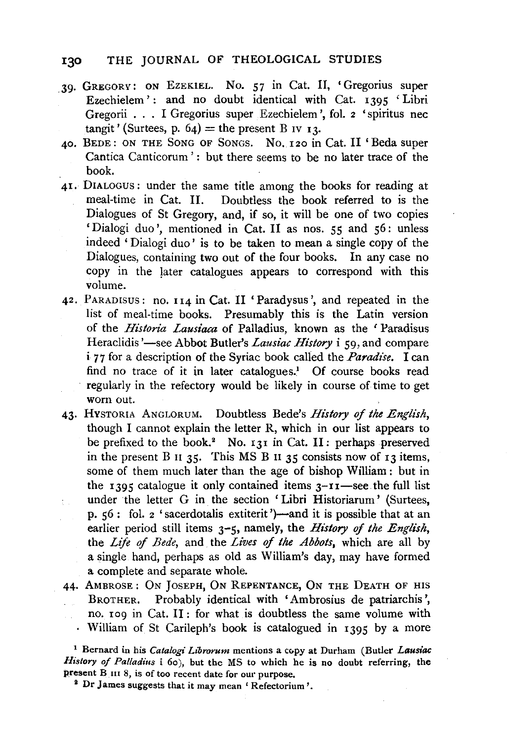39. GREGORY: ON EZEKIEL. No. 57 in Cat. II, 'Gregorius super Ezechielem': and no doubt identical with Cat. 1395 'Libri Gregorii . . . I Gregorius super Ezechielem', fol. 2 'spiritus nec tangit' (Surtees, p. 64) = the present B IV 13.

40. BEDE: ON THE SONG OF SONGS. No. 120 in Cat. II 'Beda super Cantica Canticorum': but there seems to be no later trace of the book.

41. DIALOGUS: under the same title among the books for reading at meal-time in Cat. II. Doubtless the book referred to is the Dialogues of St Gregory, and, if so, it will be one of two copies 'Dialogi duo', mentioned in Cat. II as nos. 55 and 56: unless indeed 'Dialogi duo' is to be taken to mean a single copy of the Dialogues, containing two out of the four books. In any case no copy in the later catalogues appears to correspond with this volume.

42. PARADISUS: no. 114 in Cat. II 'Paradysus', and repeated in the list of meal-time books. Presumably this is the Latin version of the *Historia Lausiaca* of Palladius, known as the 'Paradisus Heraclidis'—see Abbot Butler's *Lausiac History* i 59, and compare i 77 for a description of the Syriac book called the *Paradise*. I can find no trace of it in later catalogues.[1] Of course books read regularly in the refectory would be likely in course of time to get worn out.

43. HYSTORIA ANGLORUM. Doubtless Bede's *History of the English*, though I cannot explain the letter R, which in our list appears to be prefixed to the book.[2] No. 131 in Cat. II: perhaps preserved in the present B II 35. This MS B II 35 consists now of 13 items, some of them much later than the age of bishop William: but in the 1395 catalogue it only contained items 3–11—see the full list under the letter G in the section 'Libri Historiarum' (Surtees, p. 56: fol. 2 'sacerdotalis extiterit')—and it is possible that at an earlier period still items 3–5, namely, the *History of the English*, the *Life of Bede*, and the *Lives of the Abbots*, which are all by a single hand, perhaps as old as William's day, may have formed a complete and separate whole.

44. AMBROSE: ON JOSEPH, ON REPENTANCE, ON THE DEATH OF HIS BROTHER. Probably identical with 'Ambrosius de patriarchis', no. 109 in Cat. II: for what is doubtless the same volume with William of St Carileph's book is catalogued in 1395 by a more

[1] Bernard in his *Catalogi Librorum* mentions a copy at Durham (Butler *Lausiac History of Palladius* i 60), but the MS to which he is no doubt referring, the present B III 8, is of too recent date for our purpose.

[2] Dr James suggests that it may mean 'Refectorium'.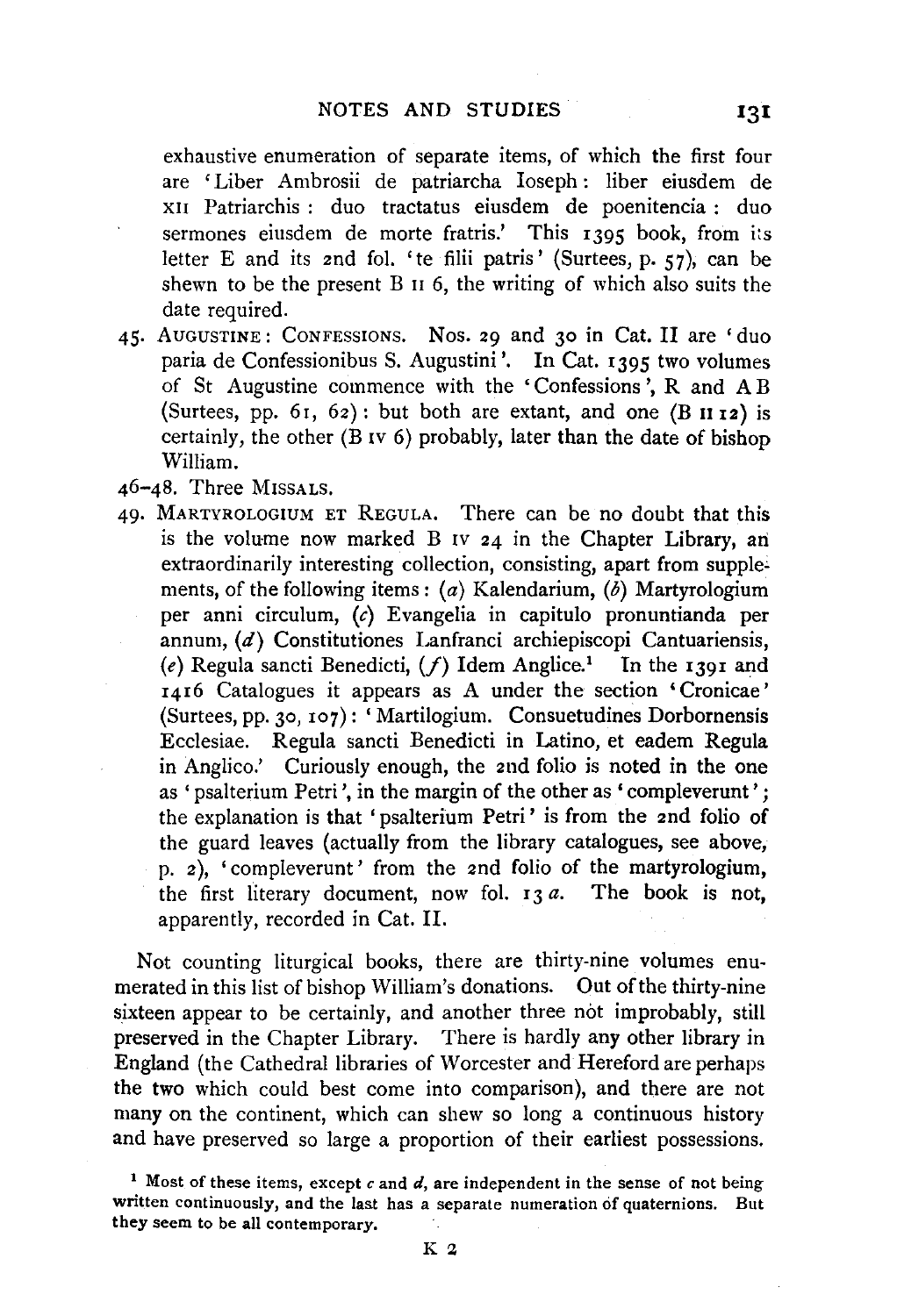exhaustive enumeration of separate items, of which the first four are 'Liber Ambrosii de patriarcha Ioseph: liber eiusdem de XII Patriarchis: duo tractatus eiusdem de poenitencia: duo sermones eiusdem de morte fratris.' This 1395 book, from its letter E and its 2nd fol. 'te filii patris' (Surtees, p. 57), can be shewn to be the present B II 6, the writing of which also suits the date required.

45. AUGUSTINE: CONFESSIONS. Nos. 29 and 30 in Cat. II are 'duo paria de Confessionibus S. Augustini'. In Cat. 1395 two volumes of St Augustine commence with the 'Confessions', R and A B (Surtees, pp. 61, 62): but both are extant, and one (B II 12) is certainly, the other (B IV 6) probably, later than the date of bishop William.

46–48. Three MISSALS.

49. MARTYROLOGIUM ET REGULA. There can be no doubt that this is the volume now marked B IV 24 in the Chapter Library, an extraordinarily interesting collection, consisting, apart from supplements, of the following items: (*a*) Kalendarium, (*b*) Martyrologium per anni circulum, (*c*) Evangelia in capitulo pronuntianda per annum, (*d*) Constitutiones Lanfranci archiepiscopi Cantuariensis, (*e*) Regula sancti Benedicti, (*f*) Idem Anglice.[1] In the 1391 and 1416 Catalogues it appears as A under the section 'Cronicae' (Surtees, pp. 30, 107): 'Martilogium. Consuetudines Dorbornensis Ecclesiae. Regula sancti Benedicti in Latino, et eadem Regula in Anglico.' Curiously enough, the 2nd folio is noted in the one as 'psalterium Petri', in the margin of the other as 'compleverunt'; the explanation is that 'psalterium Petri' is from the 2nd folio of the guard leaves (actually from the library catalogues, see above, p. 2), 'compleverunt' from the 2nd folio of the martyrologium, the first literary document, now fol. 13 *a*. The book is not, apparently, recorded in Cat. II.

Not counting liturgical books, there are thirty-nine volumes enumerated in this list of bishop William's donations. Out of the thirty-nine sixteen appear to be certainly, and another three not improbably, still preserved in the Chapter Library. There is hardly any other library in England (the Cathedral libraries of Worcester and Hereford are perhaps the two which could best come into comparison), and there are not many on the continent, which can shew so long a continuous history and have preserved so large a proportion of their earliest possessions.

[1] Most of these items, except *c* and *d*, are independent in the sense of not being written continuously, and the last has a separate numeration of quaternions. But they seem to be all contemporary.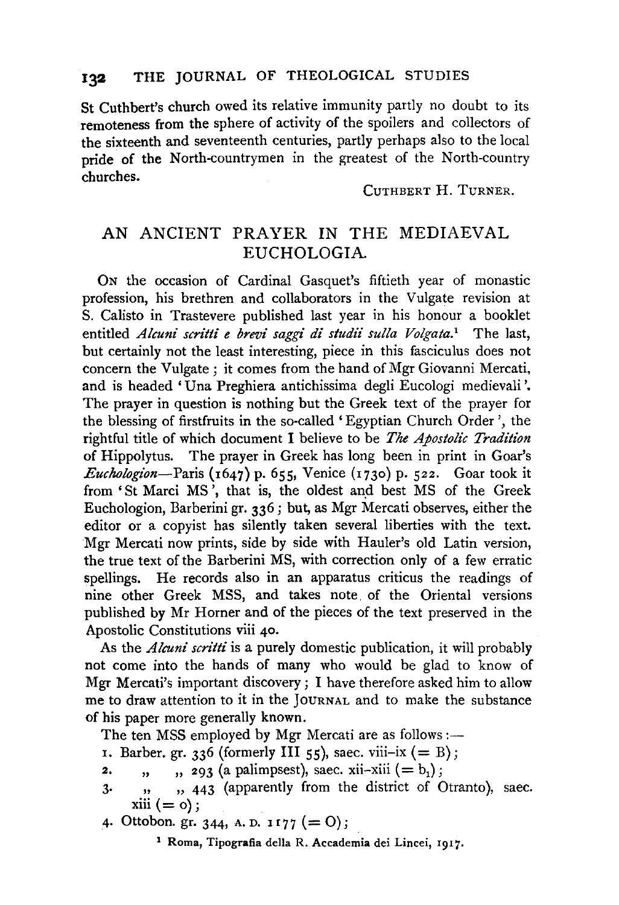St Cuthbert's church owed its relative immunity partly no doubt to its remoteness from the sphere of activity of the spoilers and collectors of the sixteenth and seventeenth centuries, partly perhaps also to the local pride of the North-countrymen in the greatest of the North-country churches.

CUTHBERT H. TURNER.

## AN ANCIENT PRAYER IN THE MEDIAEVAL EUCHOLOGIA.

ON the occasion of Cardinal Gasquet's fiftieth year of monastic profession, his brethren and collaborators in the Vulgate revision at S. Calisto in Trastevere published last year in his honour a booklet entitled *Alcuni scritti e brevi saggi di studii sulla Volgata.*[1] The last, but certainly not the least interesting, piece in this fasciculus does not concern the Vulgate; it comes from the hand of Mgr Giovanni Mercati, and is headed 'Una Preghiera antichissima degli Eucologi medievali'. The prayer in question is nothing but the Greek text of the prayer for the blessing of firstfruits in the so-called 'Egyptian Church Order', the rightful title of which document I believe to be *The Apostolic Tradition* of Hippolytus. The prayer in Greek has long been in print in Goar's *Euchologion*—Paris (1647) p. 655, Venice (1730) p. 522. Goar took it from 'St Marci MS', that is, the oldest and best MS of the Greek Euchologion, Barberini gr. 336; but, as Mgr Mercati observes, either the editor or a copyist has silently taken several liberties with the text. Mgr Mercati now prints, side by side with Hauler's old Latin version, the true text of the Barberini MS, with correction only of a few erratic spellings. He records also in an apparatus criticus the readings of nine other Greek MSS, and takes note of the Oriental versions published by Mr Horner and of the pieces of the text preserved in the Apostolic Constitutions viii 40.

As the *Alcuni scritti* is a purely domestic publication, it will probably not come into the hands of many who would be glad to know of Mgr Mercati's important discovery; I have therefore asked him to allow me to draw attention to it in the JOURNAL and to make the substance of his paper more generally known.

The ten MSS employed by Mgr Mercati are as follows:—

1. Barber. gr. 336 (formerly III 55), saec. viii–ix (= B);
2. " " 293 (a palimpsest), saec. xii–xiii (= $b_1$);
3. " " 443 (apparently from the district of Otranto), saec. xiii (= o);
4. Ottobon. gr. 344, A.D. 1177 (= O);

[1] Roma, Tipografia della R. Accademia dei Lincei, 1917.